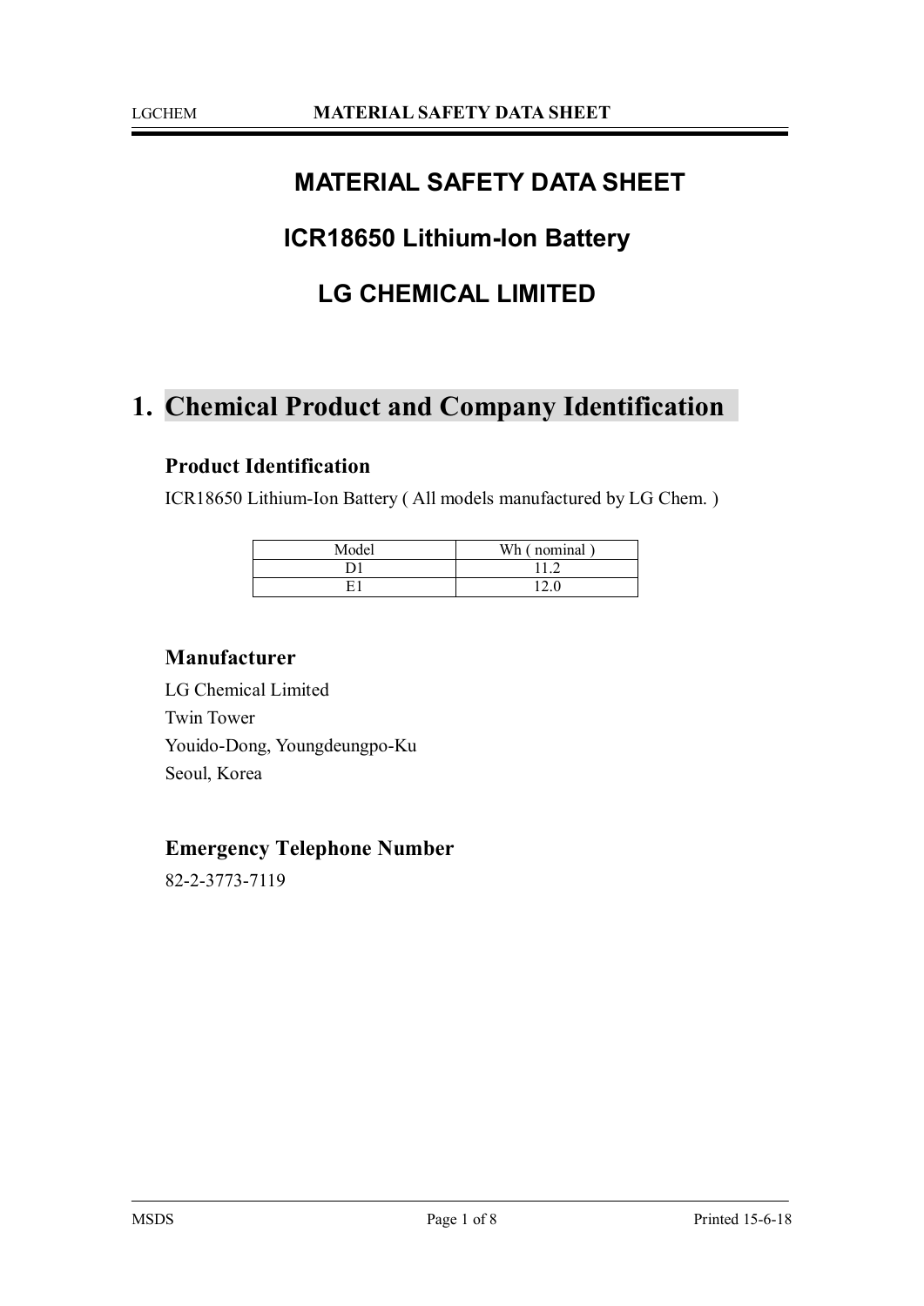# MATERIAL SAFETY DATA SHEET

# ICR18650 Lithium-Ion Battery

# LG CHEMICAL LIMITED

## 1. Chemical Product and Company Identification

### Product Identification

ICR18650 Lithium-Ion Battery ( All models manufactured by LG Chem. )

| Model | Wh ( nominal ) |
|---|---|
| D1 | 11.2 |
| E1 | 12.0 |

### Manufacturer

LG Chemical Limited
Twin Tower
Youido-Dong, Youngdeungpo-Ku
Seoul, Korea

### Emergency Telephone Number

82-2-3773-7119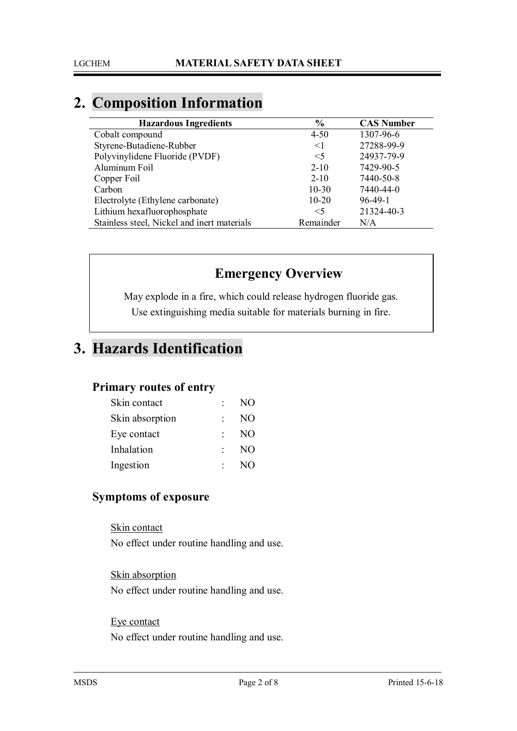## 2. Composition Information

| Hazardous Ingredients | % | CAS Number |
|---|---|---|
| Cobalt compound | 4-50 | 1307-96-6 |
| Styrene-Butadiene-Rubber | <1 | 27288-99-9 |
| Polyvinylidene Fluoride (PVDF) | <5 | 24937-79-9 |
| Aluminum Foil | 2-10 | 7429-90-5 |
| Copper Foil | 2-10 | 7440-50-8 |
| Carbon | 10-30 | 7440-44-0 |
| Electrolyte (Ethylene carbonate) | 10-20 | 96-49-1 |
| Lithium hexafluorophosphate | <5 | 21324-40-3 |
| Stainless steel, Nickel and inert materials | Remainder | N/A |

### Emergency Overview

May explode in a fire, which could release hydrogen fluoride gas.
Use extinguishing media suitable for materials burning in fire.

## 3. Hazards Identification

### Primary routes of entry

| | | |
|---|---|---|
| Skin contact | : | NO |
| Skin absorption | : | NO |
| Eye contact | : | NO |
| Inhalation | : | NO |
| Ingestion | : | NO |

### Symptoms of exposure

Skin contact
No effect under routine handling and use.

Skin absorption
No effect under routine handling and use.

Eye contact
No effect under routine handling and use.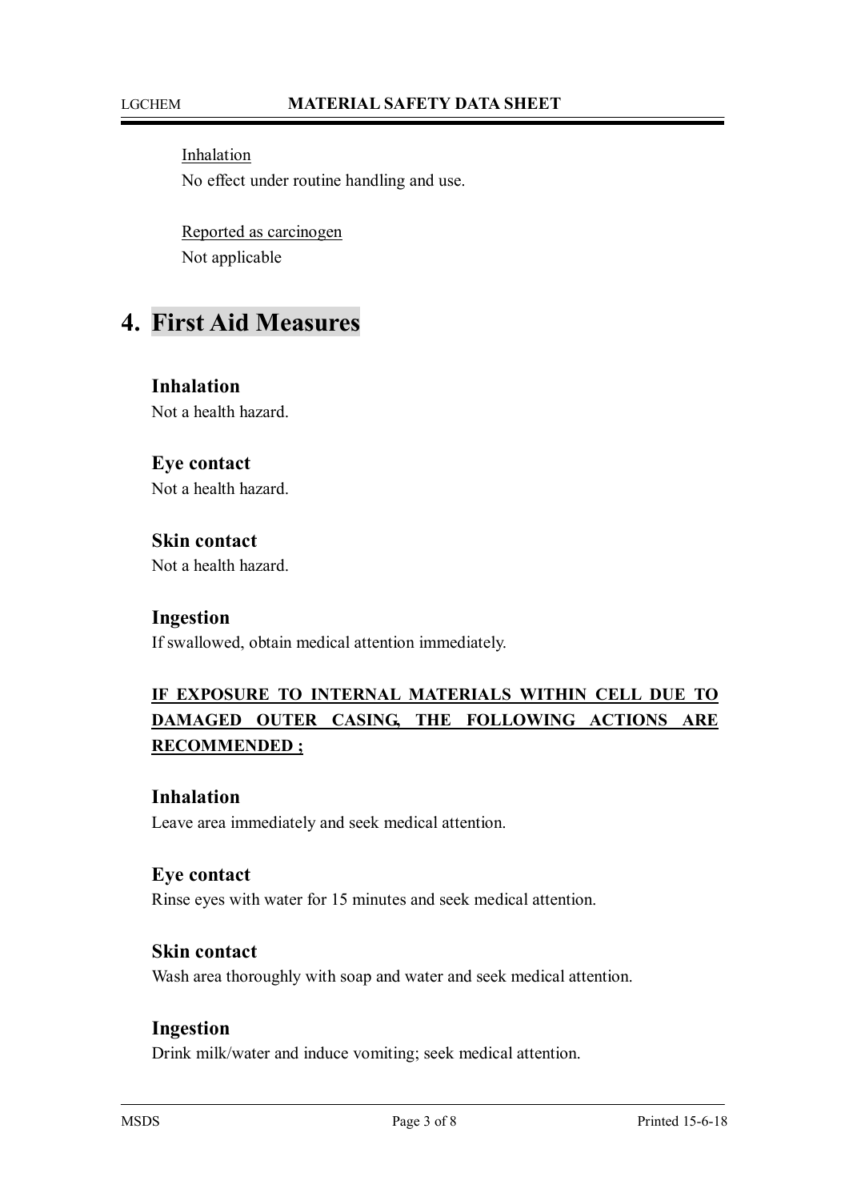Inhalation
No effect under routine handling and use.

Reported as carcinogen
Not applicable

# 4. First Aid Measures

### Inhalation
Not a health hazard.

### Eye contact
Not a health hazard.

### Skin contact
Not a health hazard.

### Ingestion
If swallowed, obtain medical attention immediately.

**IF EXPOSURE TO INTERNAL MATERIALS WITHIN CELL DUE TO DAMAGED OUTER CASING, THE FOLLOWING ACTIONS ARE RECOMMENDED ;**

### Inhalation
Leave area immediately and seek medical attention.

### Eye contact
Rinse eyes with water for 15 minutes and seek medical attention.

### Skin contact
Wash area thoroughly with soap and water and seek medical attention.

### Ingestion
Drink milk/water and induce vomiting; seek medical attention.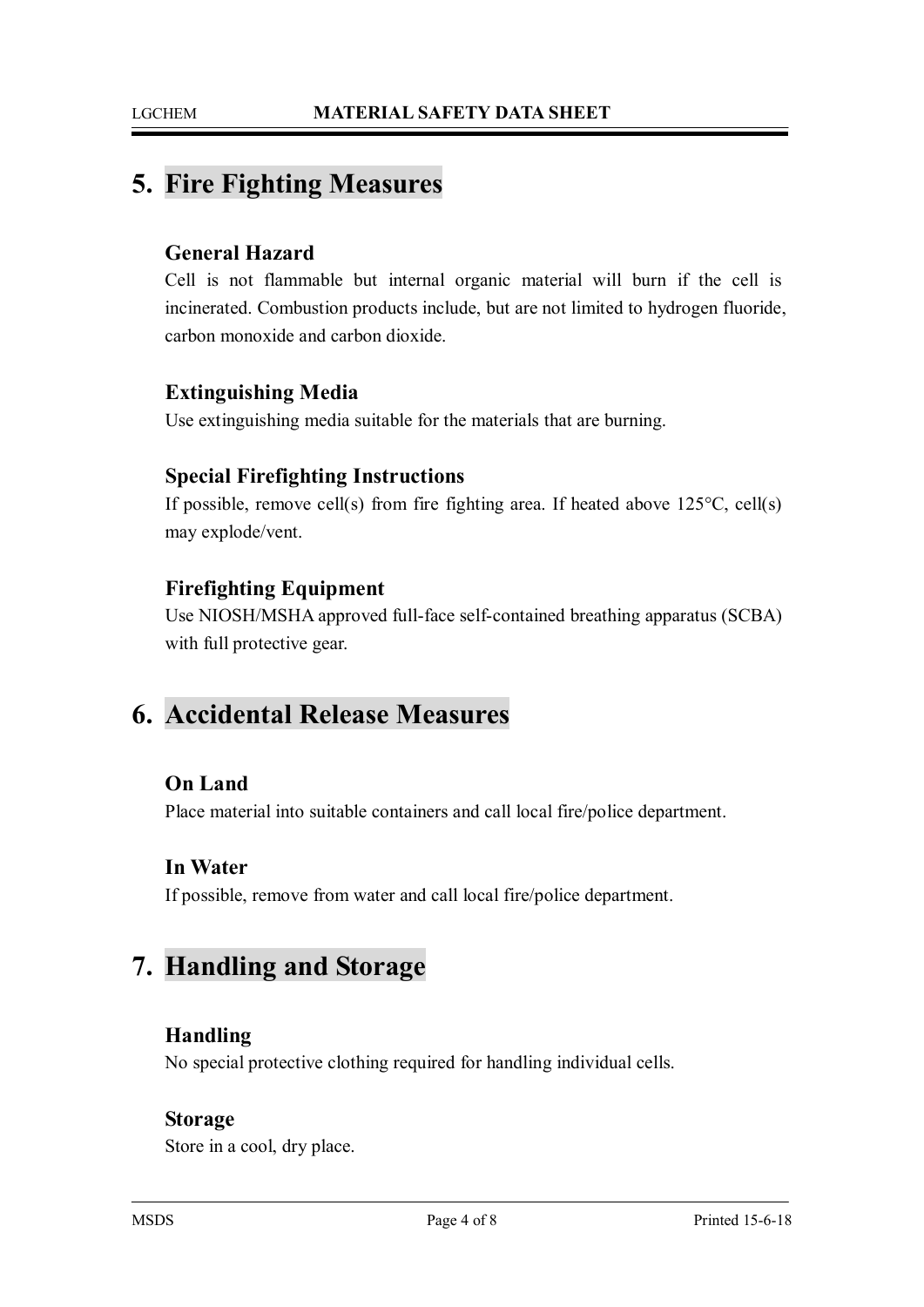## 5. Fire Fighting Measures

### General Hazard

Cell is not flammable but internal organic material will burn if the cell is incinerated. Combustion products include, but are not limited to hydrogen fluoride, carbon monoxide and carbon dioxide.

### Extinguishing Media

Use extinguishing media suitable for the materials that are burning.

### Special Firefighting Instructions

If possible, remove cell(s) from fire fighting area. If heated above 125°C, cell(s) may explode/vent.

### Firefighting Equipment

Use NIOSH/MSHA approved full-face self-contained breathing apparatus (SCBA) with full protective gear.

## 6. Accidental Release Measures

### On Land

Place material into suitable containers and call local fire/police department.

### In Water

If possible, remove from water and call local fire/police department.

## 7. Handling and Storage

### Handling

No special protective clothing required for handling individual cells.

### Storage

Store in a cool, dry place.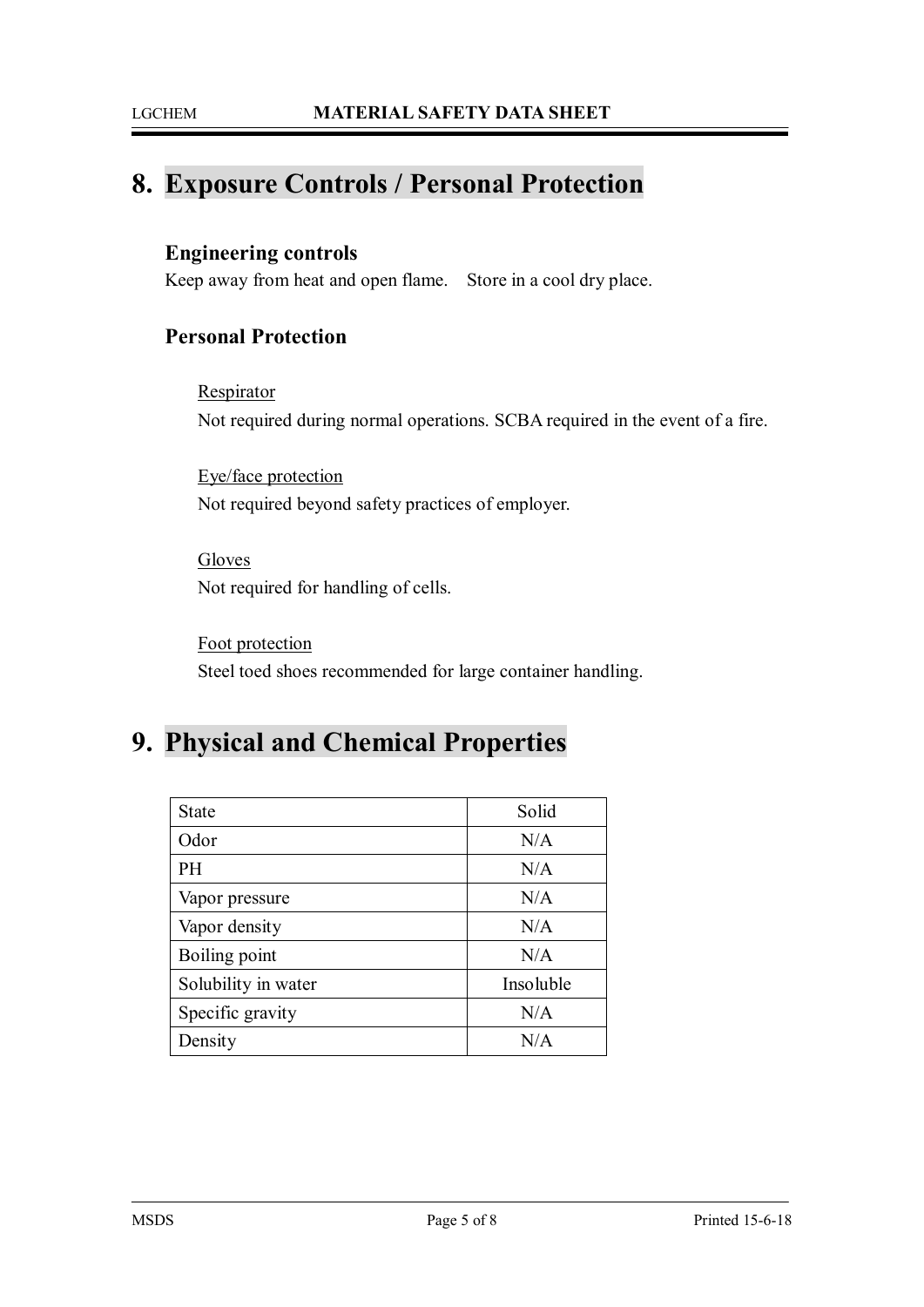## 8. Exposure Controls / Personal Protection

### Engineering controls

Keep away from heat and open flame.  Store in a cool dry place.

### Personal Protection

Respirator

Not required during normal operations. SCBA required in the event of a fire.

Eye/face protection

Not required beyond safety practices of employer.

Gloves

Not required for handling of cells.

Foot protection

Steel toed shoes recommended for large container handling.

## 9. Physical and Chemical Properties

| State | Solid |
|---|---|
| Odor | N/A |
| PH | N/A |
| Vapor pressure | N/A |
| Vapor density | N/A |
| Boiling point | N/A |
| Solubility in water | Insoluble |
| Specific gravity | N/A |
| Density | N/A |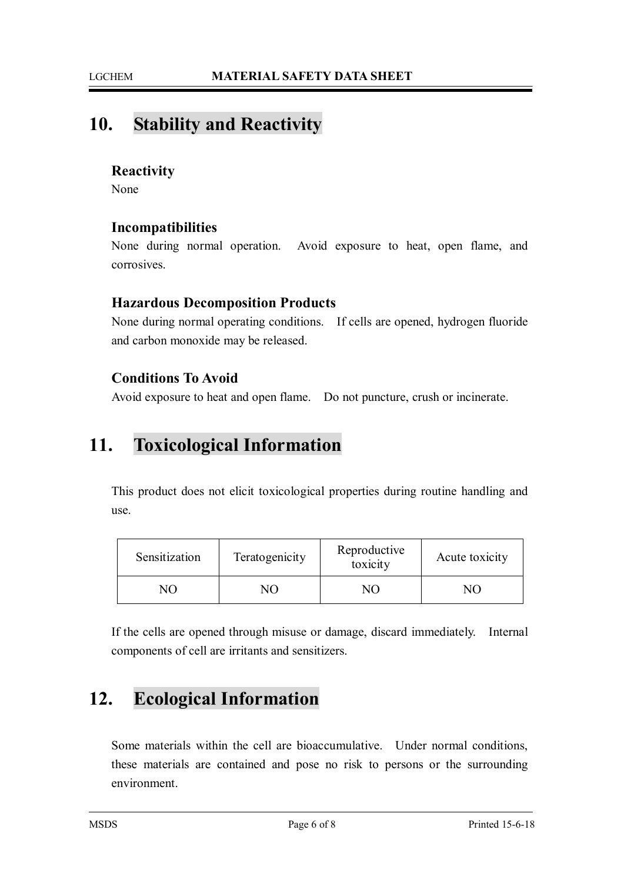## 10. Stability and Reactivity

### Reactivity

None

### Incompatibilities

None during normal operation. Avoid exposure to heat, open flame, and corrosives.

### Hazardous Decomposition Products

None during normal operating conditions. If cells are opened, hydrogen fluoride and carbon monoxide may be released.

### Conditions To Avoid

Avoid exposure to heat and open flame. Do not puncture, crush or incinerate.

## 11. Toxicological Information

This product does not elicit toxicological properties during routine handling and use.

| Sensitization | Teratogenicity | Reproductive toxicity | Acute toxicity |
|---|---|---|---|
| NO | NO | NO | NO |

If the cells are opened through misuse or damage, discard immediately. Internal components of cell are irritants and sensitizers.

## 12. Ecological Information

Some materials within the cell are bioaccumulative. Under normal conditions, these materials are contained and pose no risk to persons or the surrounding environment.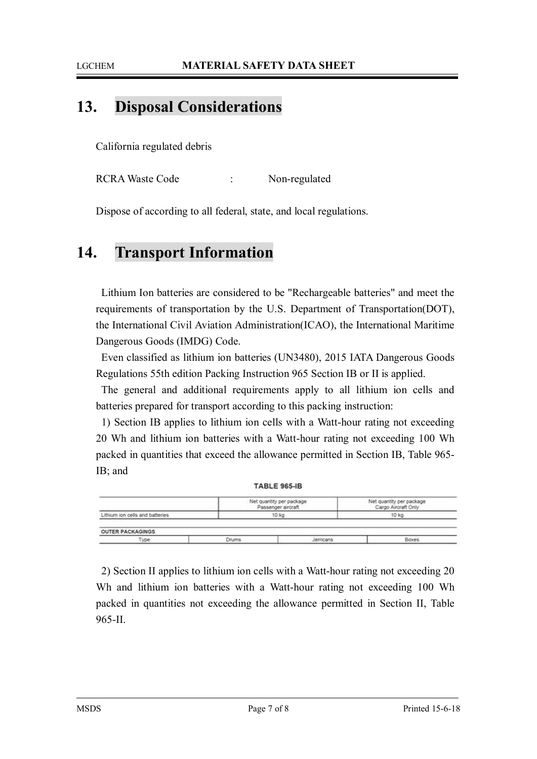## 13. Disposal Considerations

California regulated debris

RCRA Waste Code : Non-regulated

Dispose of according to all federal, state, and local regulations.

## 14. Transport Information

Lithium Ion batteries are considered to be "Rechargeable batteries" and meet the requirements of transportation by the U.S. Department of Transportation(DOT), the International Civil Aviation Administration(ICAO), the International Maritime Dangerous Goods (IMDG) Code.

Even classified as lithium ion batteries (UN3480), 2015 IATA Dangerous Goods Regulations 55th edition Packing Instruction 965 Section IB or II is applied.

The general and additional requirements apply to all lithium ion cells and batteries prepared for transport according to this packing instruction:

1) Section IB applies to lithium ion cells with a Watt-hour rating not exceeding 20 Wh and lithium ion batteries with a Watt-hour rating not exceeding 100 Wh packed in quantities that exceed the allowance permitted in Section IB, Table 965-IB; and

**TABLE 965-IB**

| | Net quantity per package Passenger aircraft | Net quantity per package Cargo Aircraft Only |
|---|---|---|
| Lithium ion cells and batteries | 10 kg | 10 kg |

| OUTER PACKAGINGS | | | |
|---|---|---|---|
| Type | Drums | Jerricans | Boxes |

2) Section II applies to lithium ion cells with a Watt-hour rating not exceeding 20 Wh and lithium ion batteries with a Watt-hour rating not exceeding 100 Wh packed in quantities not exceeding the allowance permitted in Section II, Table 965-II.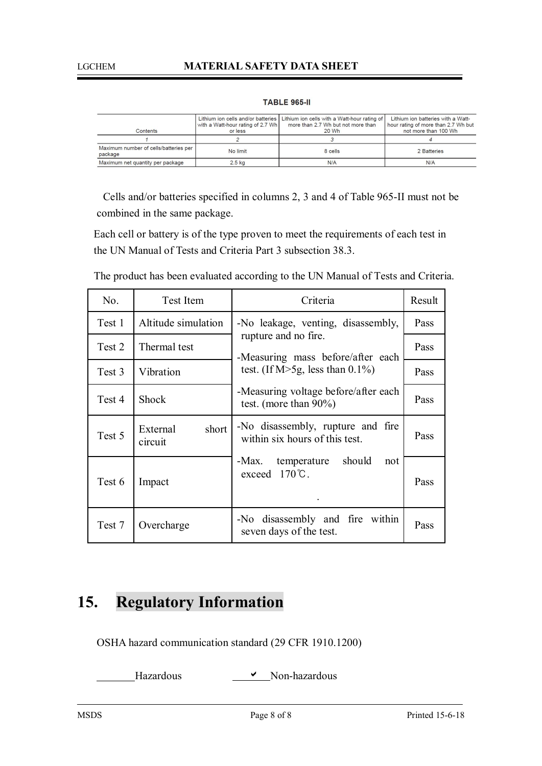**TABLE 965-II**

| Contents | Lithium ion cells and/or batteries with a Watt-hour rating of 2.7 Wh or less | Lithium ion cells with a Watt-hour rating of more than 2.7 Wh but not more than 20 Wh | Lithium ion batteries with a Watt-hour rating of more than 2.7 Wh but not more than 100 Wh |
|---|---|---|---|
| 1 | 2 | 3 | 4 |
| Maximum number of cells/batteries per package | No limit | 8 cells | 2 Batteries |
| Maximum net quantity per package | 2.5 kg | N/A | N/A |

Cells and/or batteries specified in columns 2, 3 and 4 of Table 965-II must not be combined in the same package.

Each cell or battery is of the type proven to meet the requirements of each test in the UN Manual of Tests and Criteria Part 3 subsection 38.3.

The product has been evaluated according to the UN Manual of Tests and Criteria.

| No. | Test Item | Criteria | Result |
|---|---|---|---|
| Test 1 | Altitude simulation | -No leakage, venting, disassembly, rupture and no fire.<br>-Measuring mass before/after each test. (If M>5g, less than 0.1%)<br>-Measuring voltage before/after each test. (more than 90%) | Pass |
| Test 2 | Thermal test | | Pass |
| Test 3 | Vibration | | Pass |
| Test 4 | Shock | | Pass |
| Test 5 | External short circuit | -No disassembly, rupture and fire within six hours of this test.<br>-Max. temperature should not exceed 170℃. | Pass |
| Test 6 | Impact | | Pass |
| Test 7 | Overcharge | -No disassembly and fire within seven days of the test. | Pass |

## 15. Regulatory Information

OSHA hazard communication standard (29 CFR 1910.1200)

_______Hazardous ___✔___Non-hazardous